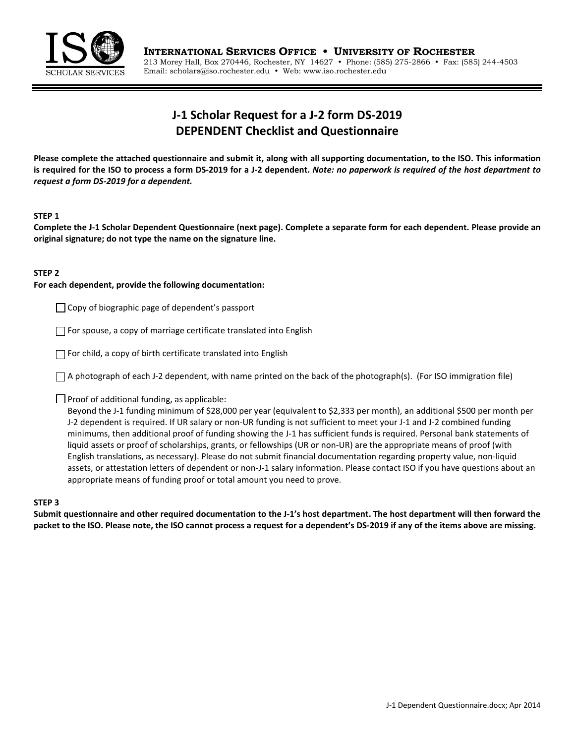**INTERNATIONAL SERVICES OFFICE • UNIVERSITY OF ROCHESTER**
213 Morey Hall, Box 270446, Rochester, NY 14627 • Phone: (585) 275-2866 • Fax: (585) 244-4503
Email: scholars@iso.rochester.edu • Web: www.iso.rochester.edu

# J-1 Scholar Request for a J-2 form DS-2019
# DEPENDENT Checklist and Questionnaire

**Please complete the attached questionnaire and submit it, along with all supporting documentation, to the ISO. This information is required for the ISO to process a form DS-2019 for a J-2 dependent. *Note: no paperwork is required of the host department to request a form DS-2019 for a dependent.***

**STEP 1**
**Complete the J-1 Scholar Dependent Questionnaire (next page). Complete a separate form for each dependent. Please provide an original signature; do not type the name on the signature line.**

**STEP 2**
**For each dependent, provide the following documentation:**

- ☐ Copy of biographic page of dependent's passport
- ☐ For spouse, a copy of marriage certificate translated into English
- ☐ For child, a copy of birth certificate translated into English
- ☐ A photograph of each J-2 dependent, with name printed on the back of the photograph(s). (For ISO immigration file)
- ☐ Proof of additional funding, as applicable:
  Beyond the J-1 funding minimum of $28,000 per year (equivalent to $2,333 per month), an additional $500 per month per J-2 dependent is required. If UR salary or non-UR funding is not sufficient to meet your J-1 and J-2 combined funding minimums, then additional proof of funding showing the J-1 has sufficient funds is required. Personal bank statements of liquid assets or proof of scholarships, grants, or fellowships (UR or non-UR) are the appropriate means of proof (with English translations, as necessary). Please do not submit financial documentation regarding property value, non-liquid assets, or attestation letters of dependent or non-J-1 salary information. Please contact ISO if you have questions about an appropriate means of funding proof or total amount you need to prove.

**STEP 3**
**Submit questionnaire and other required documentation to the J-1's host department. The host department will then forward the packet to the ISO. Please note, the ISO cannot process a request for a dependent's DS-2019 if any of the items above are missing.**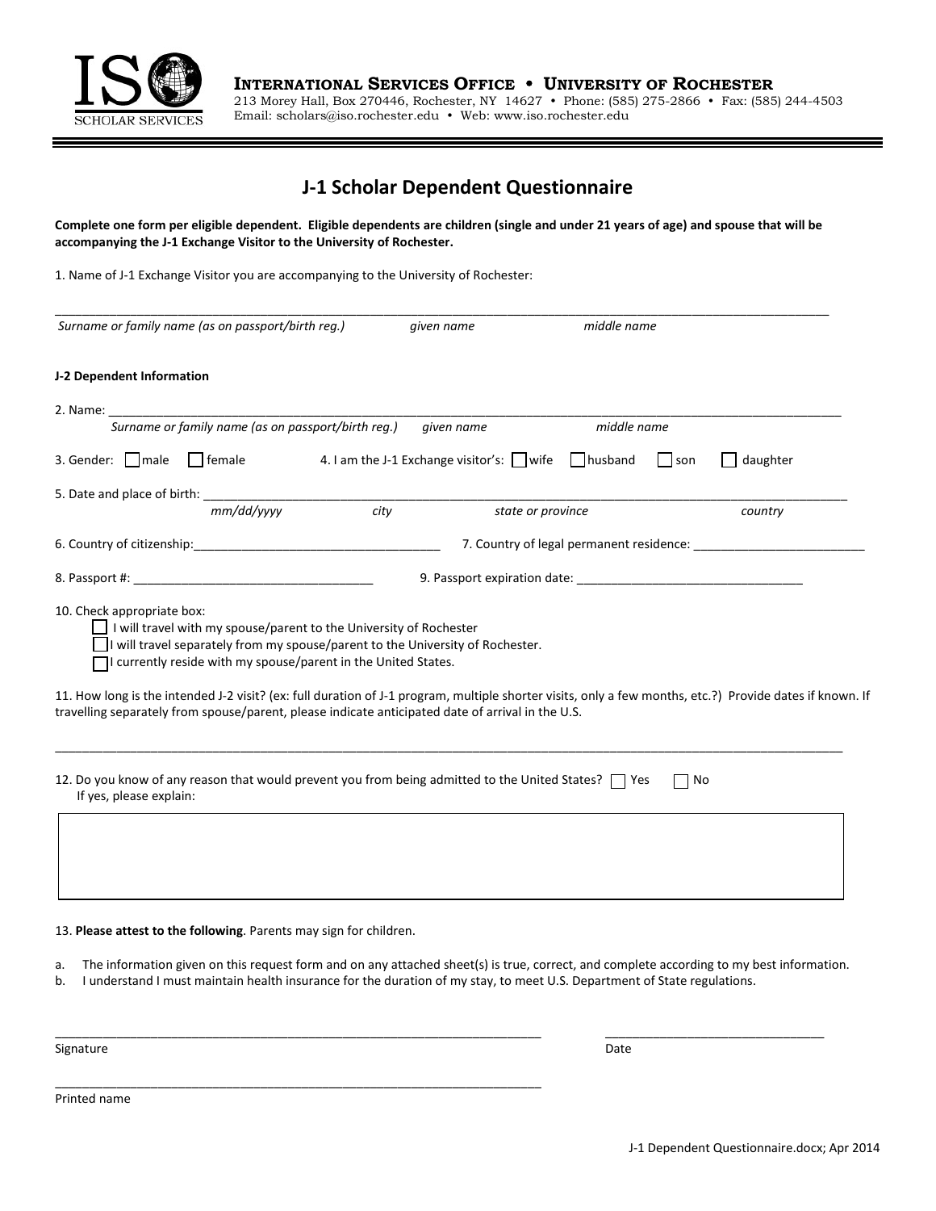**INTERNATIONAL SERVICES OFFICE • UNIVERSITY OF ROCHESTER**
213 Morey Hall, Box 270446, Rochester, NY 14627 • Phone: (585) 275-2866 • Fax: (585) 244-4503
Email: scholars@iso.rochester.edu • Web: www.iso.rochester.edu

# J-1 Scholar Dependent Questionnaire

**Complete one form per eligible dependent. Eligible dependents are children (single and under 21 years of age) and spouse that will be accompanying the J-1 Exchange Visitor to the University of Rochester.**

1. Name of J-1 Exchange Visitor you are accompanying to the University of Rochester:

_______________________________________________________________________________

*Surname or family name (as on passport/birth reg.)* *given name* *middle name*

**J-2 Dependent Information**

2. Name: _______________________________________________________________________

*Surname or family name (as on passport/birth reg.)* *given name* *middle name*

3. Gender: ☐ male ☐ female 4. I am the J-1 Exchange visitor's: ☐ wife ☐ husband ☐ son ☐ daughter

5. Date and place of birth: _______________________________________________________

*mm/dd/yyyy* *city* *state or province* *country*

6. Country of citizenship: ______________________ 7. Country of legal permanent residence: ______________________

8. Passport #: ______________________ 9. Passport expiration date: ______________________

10. Check appropriate box:
- ☐ I will travel with my spouse/parent to the University of Rochester
- ☐ I will travel separately from my spouse/parent to the University of Rochester.
- ☐ I currently reside with my spouse/parent in the United States.

11. How long is the intended J-2 visit? (ex: full duration of J-1 program, multiple shorter visits, only a few months, etc.?) Provide dates if known. If travelling separately from spouse/parent, please indicate anticipated date of arrival in the U.S.

_______________________________________________________________________________

12. Do you know of any reason that would prevent you from being admitted to the United States? ☐ Yes ☐ No
If yes, please explain:

13. **Please attest to the following**. Parents may sign for children.

a. The information given on this request form and on any attached sheet(s) is true, correct, and complete according to my best information.
b. I understand I must maintain health insurance for the duration of my stay, to meet U.S. Department of State regulations.

_______________________________________ ______________________

Signature Date

_______________________________________

Printed name

J-1 Dependent Questionnaire.docx; Apr 2014